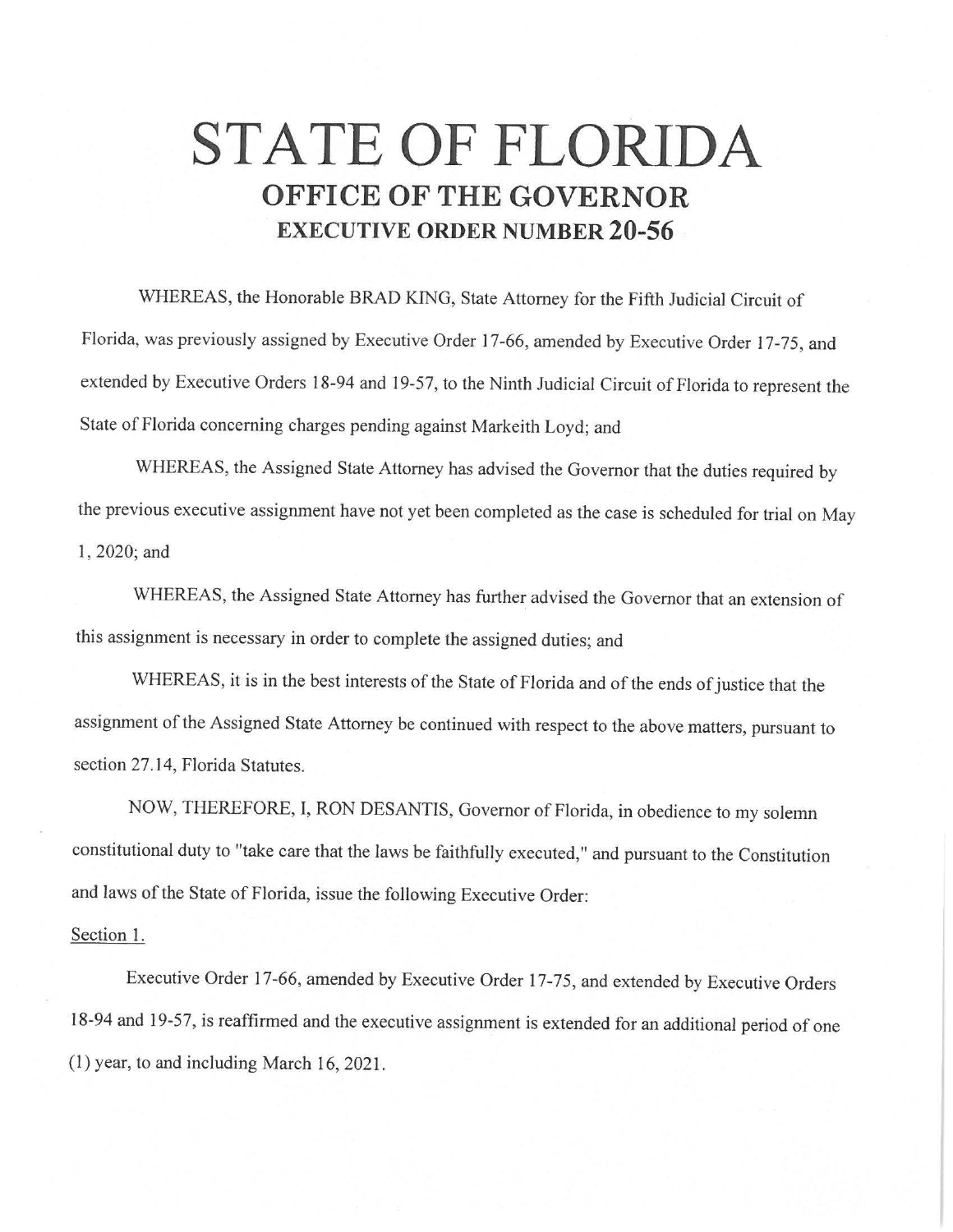# STATE OF FLORIDA

## OFFICE OF THE GOVERNOR

### EXECUTIVE ORDER NUMBER 20-56

WHEREAS, the Honorable BRAD KING, State Attorney for the Fifth Judicial Circuit of Florida, was previously assigned by Executive Order 17-66, amended by Executive Order 17-75, and extended by Executive Orders 18-94 and 19-57, to the Ninth Judicial Circuit of Florida to represent the State of Florida concerning charges pending against Markeith Loyd; and

WHEREAS, the Assigned State Attorney has advised the Governor that the duties required by the previous executive assignment have not yet been completed as the case is scheduled for trial on May 1, 2020; and

WHEREAS, the Assigned State Attorney has further advised the Governor that an extension of this assignment is necessary in order to complete the assigned duties; and

WHEREAS, it is in the best interests of the State of Florida and of the ends of justice that the assignment of the Assigned State Attorney be continued with respect to the above matters, pursuant to section 27.14, Florida Statutes.

NOW, THEREFORE, I, RON DESANTIS, Governor of Florida, in obedience to my solemn constitutional duty to "take care that the laws be faithfully executed," and pursuant to the Constitution and laws of the State of Florida, issue the following Executive Order:

Section 1.

Executive Order 17-66, amended by Executive Order 17-75, and extended by Executive Orders 18-94 and 19-57, is reaffirmed and the executive assignment is extended for an additional period of one (1) year, to and including March 16, 2021.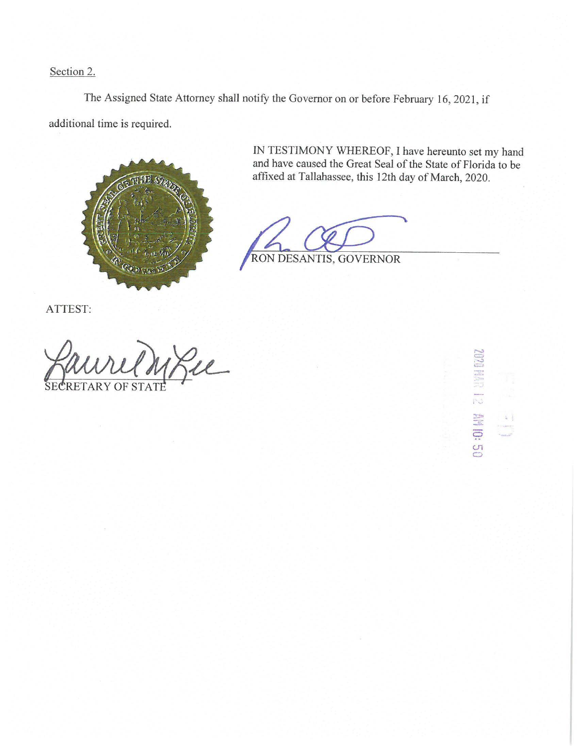Section 2.

The Assigned State Attorney shall notify the Governor on or before February 16, 2021, if additional time is required.

IN TESTIMONY WHEREOF, I have hereunto set my hand and have caused the Great Seal of the State of Florida to be affixed at Tallahassee, this 12th day of March, 2020.

RON DESANTIS, GOVERNOR

ATTEST:

SECRETARY OF STATE

FILED

2020 MAR 12 AM 10: 50